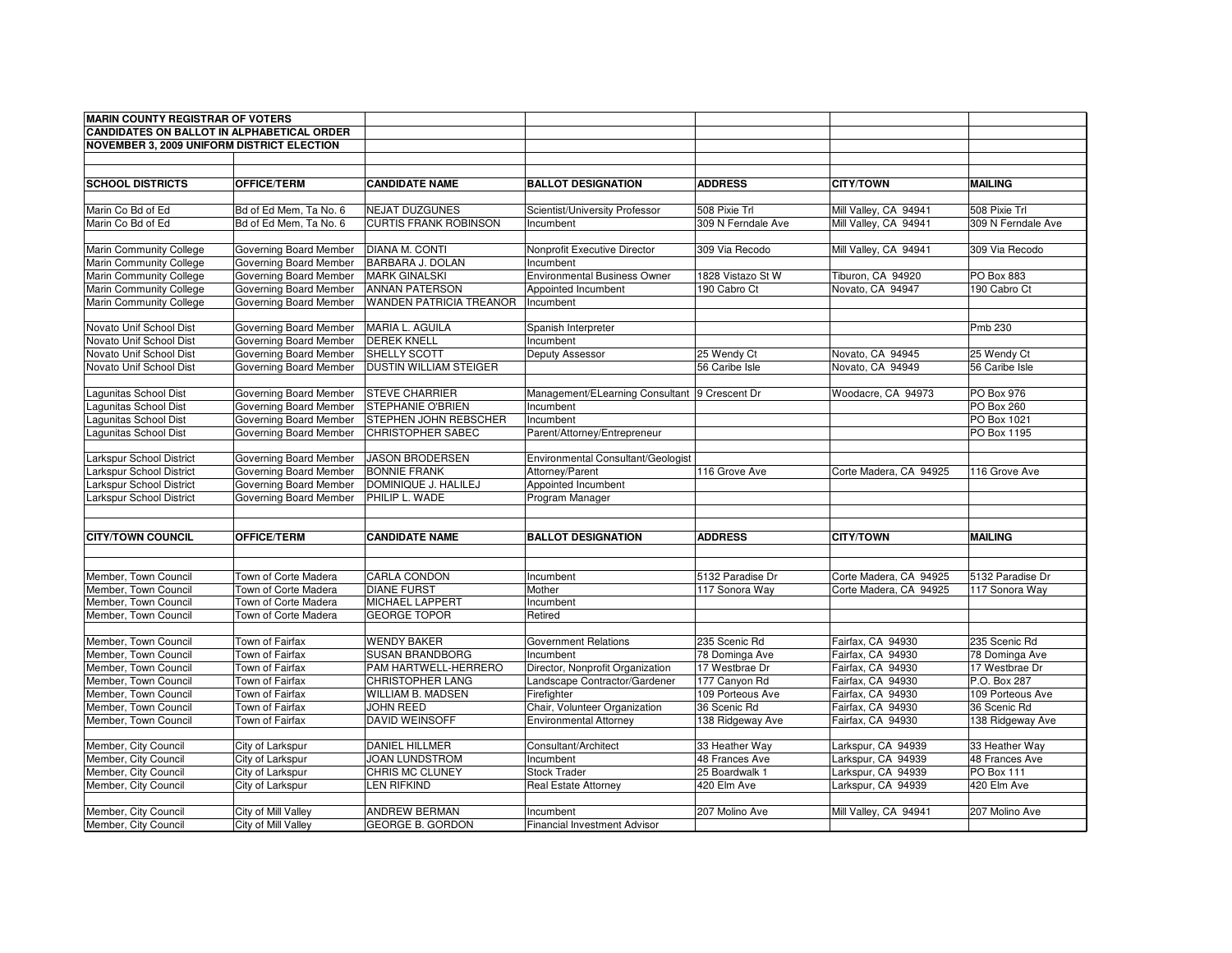**MARIN COUNTY REGISTRAR OF VOTERS**
**CANDIDATES ON BALLOT IN ALPHABETICAL ORDER**
**NOVEMBER 3, 2009 UNIFORM DISTRICT ELECTION**

| SCHOOL DISTRICTS | OFFICE/TERM | CANDIDATE NAME | BALLOT DESIGNATION | ADDRESS | CITY/TOWN | MAILING |
|---|---|---|---|---|---|---|
| Marin Co Bd of Ed | Bd of Ed Mem, Ta No. 6 | NEJAT DUZGUNES | Scientist/University Professor | 508 Pixie Trl | Mill Valley, CA 94941 | 508 Pixie Trl |
| Marin Co Bd of Ed | Bd of Ed Mem, Ta No. 6 | CURTIS FRANK ROBINSON | Incumbent | 309 N Ferndale Ave | Mill Valley, CA 94941 | 309 N Ferndale Ave |
| | | | | | | |
| Marin Community College | Governing Board Member | DIANA M. CONTI | Nonprofit Executive Director | 309 Via Recodo | Mill Valley, CA 94941 | 309 Via Recodo |
| Marin Community College | Governing Board Member | BARBARA J. DOLAN | Incumbent | | | |
| Marin Community College | Governing Board Member | MARK GINALSKI | Environmental Business Owner | 1828 Vistazo St W | Tiburon, CA 94920 | PO Box 883 |
| Marin Community College | Governing Board Member | ANNAN PATERSON | Appointed Incumbent | 190 Cabro Ct | Novato, CA 94947 | 190 Cabro Ct |
| Marin Community College | Governing Board Member | WANDEN PATRICIA TREANOR | Incumbent | | | |
| | | | | | | |
| Novato Unif School Dist | Governing Board Member | MARIA L. AGUILA | Spanish Interpreter | | | Pmb 230 |
| Novato Unif School Dist | Governing Board Member | DEREK KNELL | Incumbent | | | |
| Novato Unif School Dist | Governing Board Member | SHELLY SCOTT | Deputy Assessor | 25 Wendy Ct | Novato, CA 94945 | 25 Wendy Ct |
| Novato Unif School Dist | Governing Board Member | DUSTIN WILLIAM STEIGER | | 56 Caribe Isle | Novato, CA 94949 | 56 Caribe Isle |
| | | | | | | |
| Lagunitas School Dist | Governing Board Member | STEVE CHARRIER | Management/ELearning Consultant | 9 Crescent Dr | Woodacre, CA 94973 | PO Box 976 |
| Lagunitas School Dist | Governing Board Member | STEPHANIE O'BRIEN | Incumbent | | | PO Box 260 |
| Lagunitas School Dist | Governing Board Member | STEPHEN JOHN REBSCHER | Incumbent | | | PO Box 1021 |
| Lagunitas School Dist | Governing Board Member | CHRISTOPHER SABEC | Parent/Attorney/Entrepreneur | | | PO Box 1195 |
| | | | | | | |
| Larkspur School District | Governing Board Member | JASON BRODERSEN | Environmental Consultant/Geologist | | | |
| Larkspur School District | Governing Board Member | BONNIE FRANK | Attorney/Parent | 116 Grove Ave | Corte Madera, CA 94925 | 116 Grove Ave |
| Larkspur School District | Governing Board Member | DOMINIQUE J. HALILEJ | Appointed Incumbent | | | |
| Larkspur School District | Governing Board Member | PHILIP L. WADE | Program Manager | | | |
| | | | | | | |
| **CITY/TOWN COUNCIL** | **OFFICE/TERM** | **CANDIDATE NAME** | **BALLOT DESIGNATION** | **ADDRESS** | **CITY/TOWN** | **MAILING** |
| | | | | | | |
| Member, Town Council | Town of Corte Madera | CARLA CONDON | Incumbent | 5132 Paradise Dr | Corte Madera, CA 94925 | 5132 Paradise Dr |
| Member, Town Council | Town of Corte Madera | DIANE FURST | Mother | 117 Sonora Way | Corte Madera, CA 94925 | 117 Sonora Way |
| Member, Town Council | Town of Corte Madera | MICHAEL LAPPERT | Incumbent | | | |
| Member, Town Council | Town of Corte Madera | GEORGE TOPOR | Retired | | | |
| | | | | | | |
| Member, Town Council | Town of Fairfax | WENDY BAKER | Government Relations | 235 Scenic Rd | Fairfax, CA 94930 | 235 Scenic Rd |
| Member, Town Council | Town of Fairfax | SUSAN BRANDBORG | Incumbent | 78 Dominga Ave | Fairfax, CA 94930 | 78 Dominga Ave |
| Member, Town Council | Town of Fairfax | PAM HARTWELL-HERRERO | Director, Nonprofit Organization | 17 Westbrae Dr | Fairfax, CA 94930 | 17 Westbrae Dr |
| Member, Town Council | Town of Fairfax | CHRISTOPHER LANG | Landscape Contractor/Gardener | 177 Canyon Rd | Fairfax, CA 94930 | P.O. Box 287 |
| Member, Town Council | Town of Fairfax | WILLIAM B. MADSEN | Firefighter | 109 Porteous Ave | Fairfax, CA 94930 | 109 Porteous Ave |
| Member, Town Council | Town of Fairfax | JOHN REED | Chair, Volunteer Organization | 36 Scenic Rd | Fairfax, CA 94930 | 36 Scenic Rd |
| Member, Town Council | Town of Fairfax | DAVID WEINSOFF | Environmental Attorney | 138 Ridgeway Ave | Fairfax, CA 94930 | 138 Ridgeway Ave |
| | | | | | | |
| Member, City Council | City of Larkspur | DANIEL HILLMER | Consultant/Architect | 33 Heather Way | Larkspur, CA 94939 | 33 Heather Way |
| Member, City Council | City of Larkspur | JOAN LUNDSTROM | Incumbent | 48 Frances Ave | Larkspur, CA 94939 | 48 Frances Ave |
| Member, City Council | City of Larkspur | CHRIS MC CLUNEY | Stock Trader | 25 Boardwalk 1 | Larkspur, CA 94939 | PO Box 111 |
| Member, City Council | City of Larkspur | LEN RIFKIND | Real Estate Attorney | 420 Elm Ave | Larkspur, CA 94939 | 420 Elm Ave |
| | | | | | | |
| Member, City Council | City of Mill Valley | ANDREW BERMAN | Incumbent | 207 Molino Ave | Mill Valley, CA 94941 | 207 Molino Ave |
| Member, City Council | City of Mill Valley | GEORGE B. GORDON | Financial Investment Advisor | | | |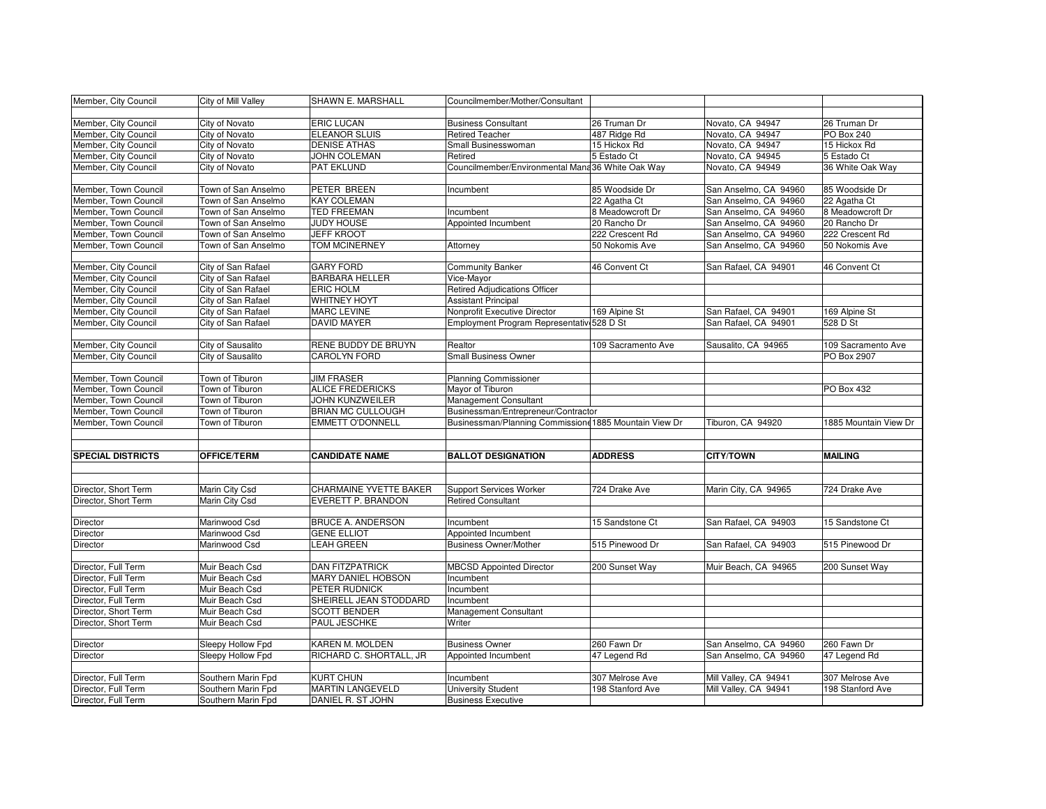| | | | | | | |
|---|---|---|---|---|---|---|
| Member, City Council | City of Mill Valley | SHAWN E. MARSHALL | Councilmember/Mother/Consultant | | | |
| | | | | | | |
| Member, City Council | City of Novato | ERIC LUCAN | Business Consultant | 26 Truman Dr | Novato, CA 94947 | 26 Truman Dr |
| Member, City Council | City of Novato | ELEANOR SLUIS | Retired Teacher | 487 Ridge Rd | Novato, CA 94947 | PO Box 240 |
| Member, City Council | City of Novato | DENISE ATHAS | Small Businesswoman | 15 Hickox Rd | Novato, CA 94947 | 15 Hickox Rd |
| Member, City Council | City of Novato | JOHN COLEMAN | Retired | 5 Estado Ct | Novato, CA 94945 | 5 Estado Ct |
| Member, City Council | City of Novato | PAT EKLUND | Councilmember/Environmental Mana | 36 White Oak Way | Novato, CA 94949 | 36 White Oak Way |
| | | | | | | |
| Member, Town Council | Town of San Anselmo | PETER BREEN | Incumbent | 85 Woodside Dr | San Anselmo, CA 94960 | 85 Woodside Dr |
| Member, Town Council | Town of San Anselmo | KAY COLEMAN | | 22 Agatha Ct | San Anselmo, CA 94960 | 22 Agatha Ct |
| Member, Town Council | Town of San Anselmo | TED FREEMAN | Incumbent | 8 Meadowcroft Dr | San Anselmo, CA 94960 | 8 Meadowcroft Dr |
| Member, Town Council | Town of San Anselmo | JUDY HOUSE | Appointed Incumbent | 20 Rancho Dr | San Anselmo, CA 94960 | 20 Rancho Dr |
| Member, Town Council | Town of San Anselmo | JEFF KROOT | | 222 Crescent Rd | San Anselmo, CA 94960 | 222 Crescent Rd |
| Member, Town Council | Town of San Anselmo | TOM MCINERNEY | Attorney | 50 Nokomis Ave | San Anselmo, CA 94960 | 50 Nokomis Ave |
| | | | | | | |
| Member, City Council | City of San Rafael | GARY FORD | Community Banker | 46 Convent Ct | San Rafael, CA 94901 | 46 Convent Ct |
| Member, City Council | City of San Rafael | BARBARA HELLER | Vice-Mayor | | | |
| Member, City Council | City of San Rafael | ERIC HOLM | Retired Adjudications Officer | | | |
| Member, City Council | City of San Rafael | WHITNEY HOYT | Assistant Principal | | | |
| Member, City Council | City of San Rafael | MARC LEVINE | Nonprofit Executive Director | 169 Alpine St | San Rafael, CA 94901 | 169 Alpine St |
| Member, City Council | City of San Rafael | DAVID MAYER | Employment Program Representativ | 528 D St | San Rafael, CA 94901 | 528 D St |
| | | | | | | |
| Member, City Council | City of Sausalito | RENE BUDDY DE BRUYN | Realtor | 109 Sacramento Ave | Sausalito, CA 94965 | 109 Sacramento Ave |
| Member, City Council | City of Sausalito | CAROLYN FORD | Small Business Owner | | | PO Box 2907 |
| | | | | | | |
| Member, Town Council | Town of Tiburon | JIM FRASER | Planning Commissioner | | | |
| Member, Town Council | Town of Tiburon | ALICE FREDERICKS | Mayor of Tiburon | | | PO Box 432 |
| Member, Town Council | Town of Tiburon | JOHN KUNZWEILER | Management Consultant | | | |
| Member, Town Council | Town of Tiburon | BRIAN MC CULLOUGH | Businessman/Entrepreneur/Contractor | | | |
| Member, Town Council | Town of Tiburon | EMMETT O'DONNELL | Businessman/Planning Commissione | 1885 Mountain View Dr | Tiburon, CA 94920 | 1885 Mountain View Dr |
| | | | | | | |
| | | | | | | |
| **SPECIAL DISTRICTS** | **OFFICE/TERM** | **CANDIDATE NAME** | **BALLOT DESIGNATION** | **ADDRESS** | **CITY/TOWN** | **MAILING** |
| | | | | | | |
| | | | | | | |
| Director, Short Term | Marin City Csd | CHARMAINE YVETTE BAKER | Support Services Worker | 724 Drake Ave | Marin City, CA 94965 | 724 Drake Ave |
| Director, Short Term | Marin City Csd | EVERETT P. BRANDON | Retired Consultant | | | |
| | | | | | | |
| Director | Marinwood Csd | BRUCE A. ANDERSON | Incumbent | 15 Sandstone Ct | San Rafael, CA 94903 | 15 Sandstone Ct |
| Director | Marinwood Csd | GENE ELLIOT | Appointed Incumbent | | | |
| Director | Marinwood Csd | LEAH GREEN | Business Owner/Mother | 515 Pinewood Dr | San Rafael, CA 94903 | 515 Pinewood Dr |
| | | | | | | |
| Director, Full Term | Muir Beach Csd | DAN FITZPATRICK | MBCSD Appointed Director | 200 Sunset Way | Muir Beach, CA 94965 | 200 Sunset Way |
| Director, Full Term | Muir Beach Csd | MARY DANIEL HOBSON | Incumbent | | | |
| Director, Full Term | Muir Beach Csd | PETER RUDNICK | Incumbent | | | |
| Director, Full Term | Muir Beach Csd | SHEIRELL JEAN STODDARD | Incumbent | | | |
| Director, Short Term | Muir Beach Csd | SCOTT BENDER | Management Consultant | | | |
| Director, Short Term | Muir Beach Csd | PAUL JESCHKE | Writer | | | |
| | | | | | | |
| Director | Sleepy Hollow Fpd | KAREN M. MOLDEN | Business Owner | 260 Fawn Dr | San Anselmo, CA 94960 | 260 Fawn Dr |
| Director | Sleepy Hollow Fpd | RICHARD C. SHORTALL, JR | Appointed Incumbent | 47 Legend Rd | San Anselmo, CA 94960 | 47 Legend Rd |
| | | | | | | |
| Director, Full Term | Southern Marin Fpd | KURT CHUN | Incumbent | 307 Melrose Ave | Mill Valley, CA 94941 | 307 Melrose Ave |
| Director, Full Term | Southern Marin Fpd | MARTIN LANGEVELD | University Student | 198 Stanford Ave | Mill Valley, CA 94941 | 198 Stanford Ave |
| Director, Full Term | Southern Marin Fpd | DANIEL R. ST JOHN | Business Executive | | | |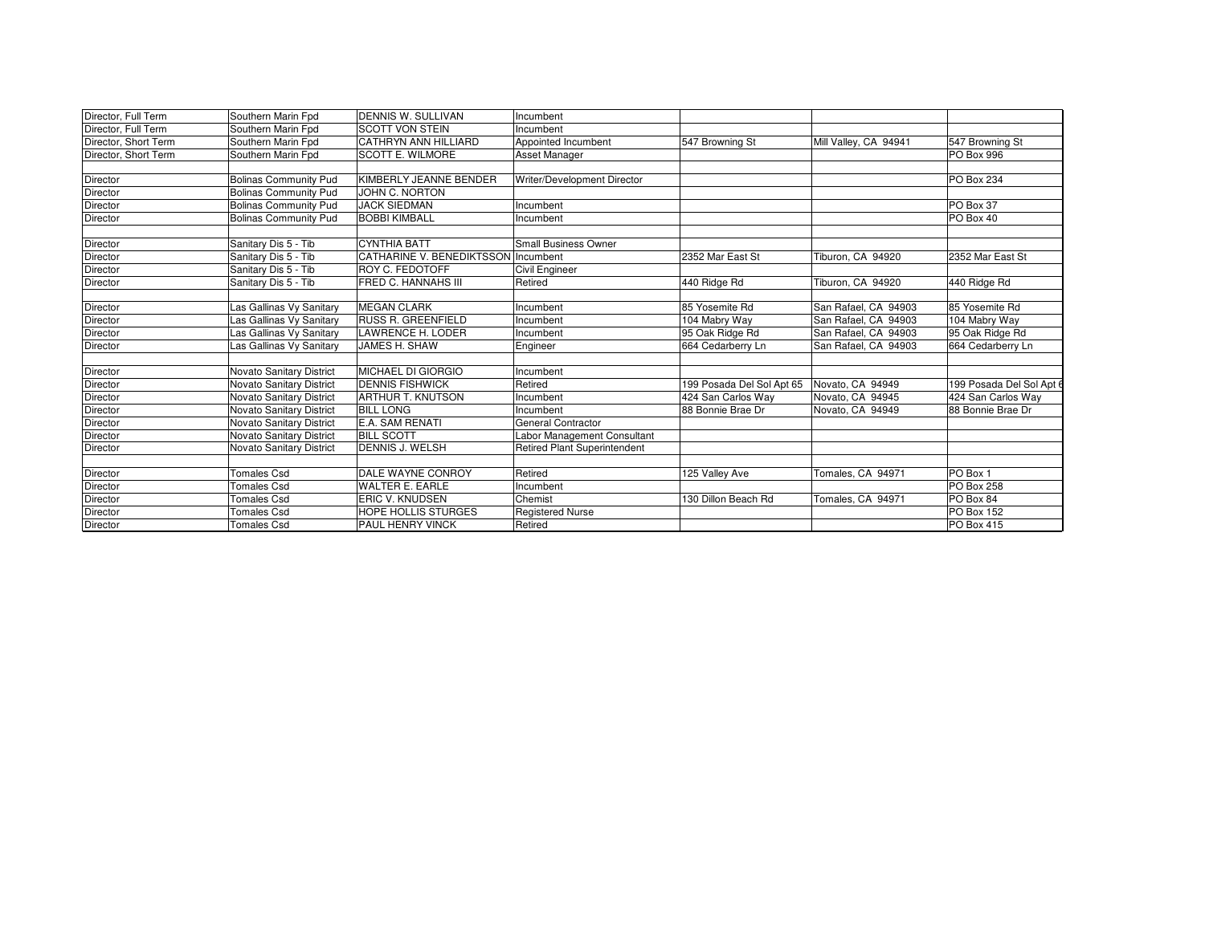| | | | | | | |
|---|---|---|---|---|---|---|
| Director, Full Term | Southern Marin Fpd | DENNIS W. SULLIVAN | Incumbent | | | |
| Director, Full Term | Southern Marin Fpd | SCOTT VON STEIN | Incumbent | | | |
| Director, Short Term | Southern Marin Fpd | CATHRYN ANN HILLIARD | Appointed Incumbent | 547 Browning St | Mill Valley, CA 94941 | 547 Browning St |
| Director, Short Term | Southern Marin Fpd | SCOTT E. WILMORE | Asset Manager | | | PO Box 996 |
| | | | | | | |
| Director | Bolinas Community Pud | KIMBERLY JEANNE BENDER | Writer/Development Director | | | PO Box 234 |
| Director | Bolinas Community Pud | JOHN C. NORTON | | | | |
| Director | Bolinas Community Pud | JACK SIEDMAN | Incumbent | | | PO Box 37 |
| Director | Bolinas Community Pud | BOBBI KIMBALL | Incumbent | | | PO Box 40 |
| | | | | | | |
| Director | Sanitary Dis 5 - Tib | CYNTHIA BATT | Small Business Owner | | | |
| Director | Sanitary Dis 5 - Tib | CATHARINE V. BENEDIKTSSON | Incumbent | 2352 Mar East St | Tiburon, CA 94920 | 2352 Mar East St |
| Director | Sanitary Dis 5 - Tib | ROY C. FEDOTOFF | Civil Engineer | | | |
| Director | Sanitary Dis 5 - Tib | FRED C. HANNAHS III | Retired | 440 Ridge Rd | Tiburon, CA 94920 | 440 Ridge Rd |
| | | | | | | |
| Director | Las Gallinas Vy Sanitary | MEGAN CLARK | Incumbent | 85 Yosemite Rd | San Rafael, CA 94903 | 85 Yosemite Rd |
| Director | Las Gallinas Vy Sanitary | RUSS R. GREENFIELD | Incumbent | 104 Mabry Way | San Rafael, CA 94903 | 104 Mabry Way |
| Director | Las Gallinas Vy Sanitary | LAWRENCE H. LODER | Incumbent | 95 Oak Ridge Rd | San Rafael, CA 94903 | 95 Oak Ridge Rd |
| Director | Las Gallinas Vy Sanitary | JAMES H. SHAW | Engineer | 664 Cedarberry Ln | San Rafael, CA 94903 | 664 Cedarberry Ln |
| | | | | | | |
| Director | Novato Sanitary District | MICHAEL DI GIORGIO | Incumbent | | | |
| Director | Novato Sanitary District | DENNIS FISHWICK | Retired | 199 Posada Del Sol Apt 65 | Novato, CA 94949 | 199 Posada Del Sol Apt 6 |
| Director | Novato Sanitary District | ARTHUR T. KNUTSON | Incumbent | 424 San Carlos Way | Novato, CA 94945 | 424 San Carlos Way |
| Director | Novato Sanitary District | BILL LONG | Incumbent | 88 Bonnie Brae Dr | Novato, CA 94949 | 88 Bonnie Brae Dr |
| Director | Novato Sanitary District | E.A. SAM RENATI | General Contractor | | | |
| Director | Novato Sanitary District | BILL SCOTT | Labor Management Consultant | | | |
| Director | Novato Sanitary District | DENNIS J. WELSH | Retired Plant Superintendent | | | |
| | | | | | | |
| Director | Tomales Csd | DALE WAYNE CONROY | Retired | 125 Valley Ave | Tomales, CA 94971 | PO Box 1 |
| Director | Tomales Csd | WALTER E. EARLE | Incumbent | | | PO Box 258 |
| Director | Tomales Csd | ERIC V. KNUDSEN | Chemist | 130 Dillon Beach Rd | Tomales, CA 94971 | PO Box 84 |
| Director | Tomales Csd | HOPE HOLLIS STURGES | Registered Nurse | | | PO Box 152 |
| Director | Tomales Csd | PAUL HENRY VINCK | Retired | | | PO Box 415 |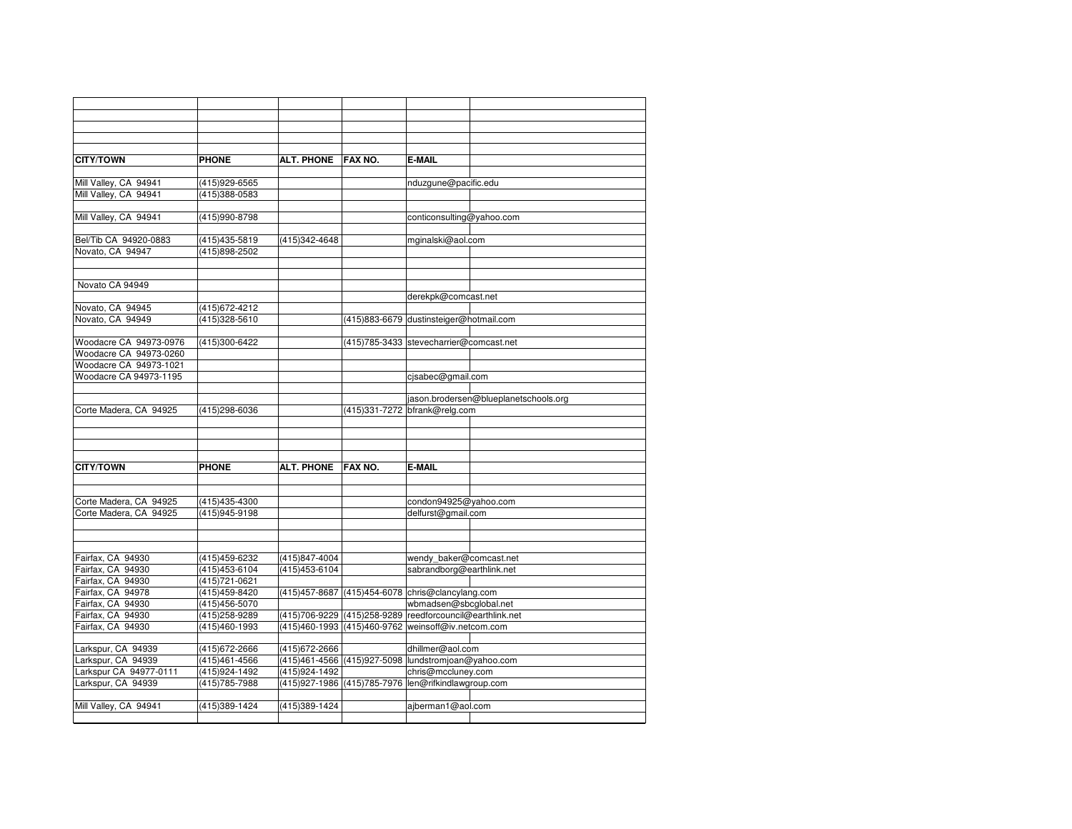| CITY/TOWN | PHONE | ALT. PHONE | FAX NO. | E-MAIL | |
|---|---|---|---|---|---|
| | | | | | |
| Mill Valley, CA 94941 | (415)929-6565 | | | nduzgune@pacific.edu | |
| Mill Valley, CA 94941 | (415)388-0583 | | | | |
| | | | | | |
| Mill Valley, CA 94941 | (415)990-8798 | | | conticonsulting@yahoo.com | |
| | | | | | |
| Bel/Tib CA 94920-0883 | (415)435-5819 | (415)342-4648 | | mginalski@aol.com | |
| Novato, CA 94947 | (415)898-2502 | | | | |
| | | | | | |
| | | | | | |
| Novato CA 94949 | | | | | |
| | | | | derekpk@comcast.net | |
| Novato, CA 94945 | (415)672-4212 | | | | |
| Novato, CA 94949 | (415)328-5610 | | (415)883-6679 | dustinsteiger@hotmail.com | |
| | | | | | |
| Woodacre CA 94973-0976 | (415)300-6422 | | (415)785-3433 | stevecharrier@comcast.net | |
| Woodacre CA 94973-0260 | | | | | |
| Woodacre CA 94973-1021 | | | | | |
| Woodacre CA 94973-1195 | | | | cjsabec@gmail.com | |
| | | | | | |
| | | | | jason.brodersen@blueplanetschools.org | |
| Corte Madera, CA 94925 | (415)298-6036 | | (415)331-7272 | bfrank@relg.com | |
| | | | | | |
| | | | | | |
| | | | | | |
| | | | | | |
| CITY/TOWN | PHONE | ALT. PHONE | FAX NO. | E-MAIL | |
| | | | | | |
| | | | | | |
| Corte Madera, CA 94925 | (415)435-4300 | | | condon94925@yahoo.com | |
| Corte Madera, CA 94925 | (415)945-9198 | | | delfurst@gmail.com | |
| | | | | | |
| | | | | | |
| | | | | | |
| Fairfax, CA 94930 | (415)459-6232 | (415)847-4004 | | wendy_baker@comcast.net | |
| Fairfax, CA 94930 | (415)453-6104 | (415)453-6104 | | sabrandborg@earthlink.net | |
| Fairfax, CA 94930 | (415)721-0621 | | | | |
| Fairfax, CA 94978 | (415)459-8420 | (415)457-8687 | (415)454-6078 | chris@clancylang.com | |
| Fairfax, CA 94930 | (415)456-5070 | | | wbmadsen@sbcglobal.net | |
| Fairfax, CA 94930 | (415)258-9289 | (415)706-9229 | (415)258-9289 | reedforcouncil@earthlink.net | |
| Fairfax, CA 94930 | (415)460-1993 | (415)460-1993 | (415)460-9762 | weinsoff@iv.netcom.com | |
| | | | | | |
| Larkspur, CA 94939 | (415)672-2666 | (415)672-2666 | | dhillmer@aol.com | |
| Larkspur, CA 94939 | (415)461-4566 | (415)461-4566 | (415)927-5098 | lundstromjoan@yahoo.com | |
| Larkspur CA 94977-0111 | (415)924-1492 | (415)924-1492 | | chris@mccluney.com | |
| Larkspur, CA 94939 | (415)785-7988 | (415)927-1986 | (415)785-7976 | len@rifkindlawgroup.com | |
| | | | | | |
| Mill Valley, CA 94941 | (415)389-1424 | (415)389-1424 | | ajberman1@aol.com | |
| | | | | | |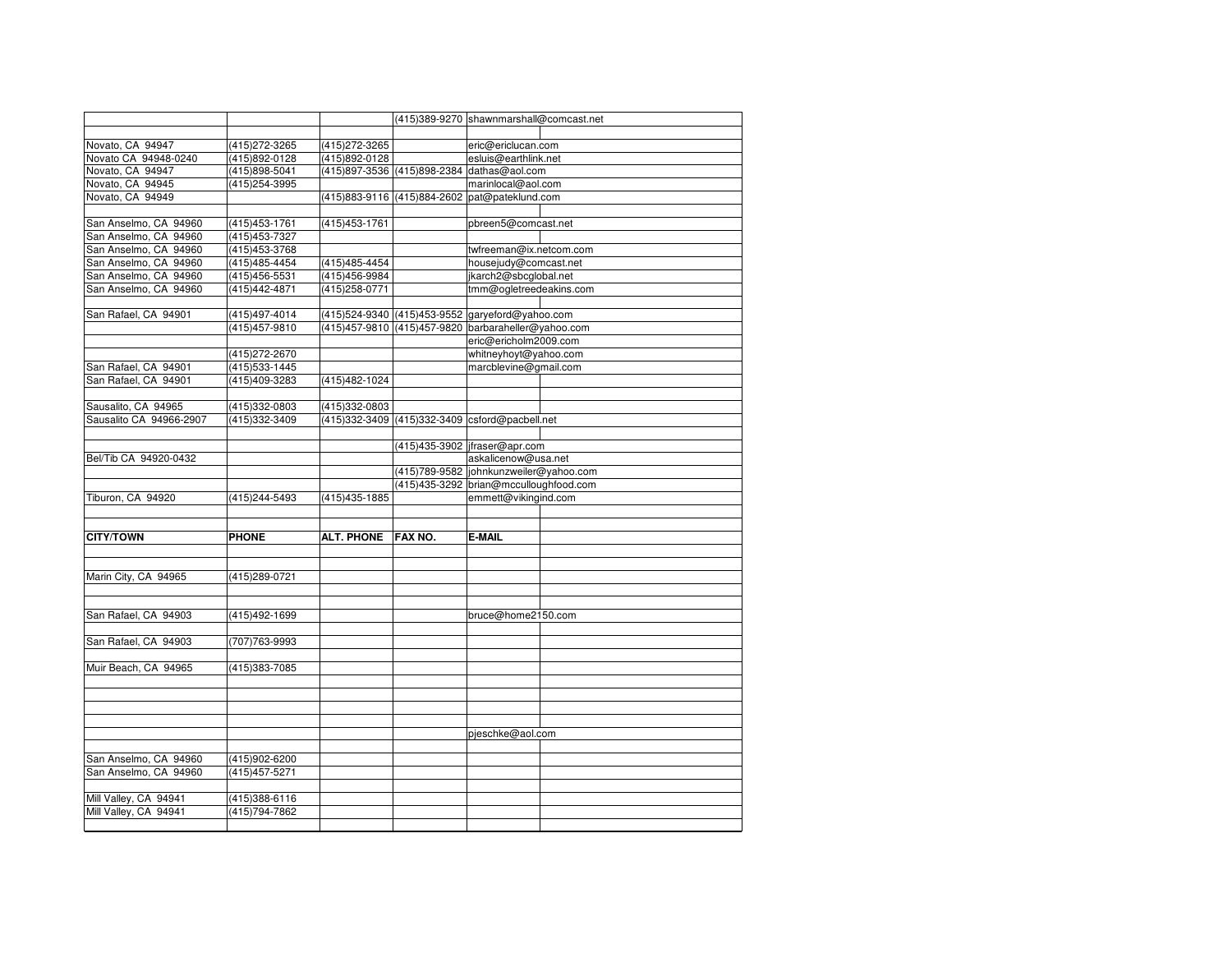| | | | | | |
|---|---|---|---|---|---|
| | | | (415)389-9270 | shawnmarshall@comcast.net | |
| | | | | | |
| Novato, CA 94947 | (415)272-3265 | (415)272-3265 | | eric@ericlucan.com | |
| Novato CA 94948-0240 | (415)892-0128 | (415)892-0128 | | esluis@earthlink.net | |
| Novato, CA 94947 | (415)898-5041 | (415)897-3536 | (415)898-2384 | dathas@aol.com | |
| Novato, CA 94945 | (415)254-3995 | | | marinlocal@aol.com | |
| Novato, CA 94949 | | (415)883-9116 | (415)884-2602 | pat@pateklund.com | |
| | | | | | |
| San Anselmo, CA 94960 | (415)453-1761 | (415)453-1761 | | pbreen5@comcast.net | |
| San Anselmo, CA 94960 | (415)453-7327 | | | | |
| San Anselmo, CA 94960 | (415)453-3768 | | | twfreeman@ix.netcom.com | |
| San Anselmo, CA 94960 | (415)485-4454 | (415)485-4454 | | housejudy@comcast.net | |
| San Anselmo, CA 94960 | (415)456-5531 | (415)456-9984 | | jkarch2@sbcglobal.net | |
| San Anselmo, CA 94960 | (415)442-4871 | (415)258-0771 | | tmm@ogletreedeakins.com | |
| | | | | | |
| San Rafael, CA 94901 | (415)497-4014 | (415)524-9340 | (415)453-9552 | garyeford@yahoo.com | |
| | (415)457-9810 | (415)457-9810 | (415)457-9820 | barbaraheller@yahoo.com | |
| | | | | eric@ericholm2009.com | |
| | (415)272-2670 | | | whitneyhoyt@yahoo.com | |
| San Rafael, CA 94901 | (415)533-1445 | | | marcblevine@gmail.com | |
| San Rafael, CA 94901 | (415)409-3283 | (415)482-1024 | | | |
| | | | | | |
| Sausalito, CA 94965 | (415)332-0803 | (415)332-0803 | | | |
| Sausalito CA 94966-2907 | (415)332-3409 | (415)332-3409 | (415)332-3409 | csford@pacbell.net | |
| | | | | | |
| | | | (415)435-3902 | jfraser@apr.com | |
| Bel/Tib CA 94920-0432 | | | | askalicenow@usa.net | |
| | | | (415)789-9582 | johnkunzweiler@yahoo.com | |
| | | | (415)435-3292 | brian@mcculloughfood.com | |
| Tiburon, CA 94920 | (415)244-5493 | (415)435-1885 | | emmett@vikingind.com | |
| | | | | | |
| | | | | | |
| **CITY/TOWN** | **PHONE** | **ALT. PHONE** | **FAX NO.** | **E-MAIL** | |
| | | | | | |
| | | | | | |
| Marin City, CA 94965 | (415)289-0721 | | | | |
| | | | | | |
| | | | | | |
| San Rafael, CA 94903 | (415)492-1699 | | | bruce@home2150.com | |
| | | | | | |
| San Rafael, CA 94903 | (707)763-9993 | | | | |
| | | | | | |
| Muir Beach, CA 94965 | (415)383-7085 | | | | |
| | | | | | |
| | | | | | |
| | | | | | |
| | | | | | |
| | | | | pjeschke@aol.com | |
| | | | | | |
| San Anselmo, CA 94960 | (415)902-6200 | | | | |
| San Anselmo, CA 94960 | (415)457-5271 | | | | |
| | | | | | |
| Mill Valley, CA 94941 | (415)388-6116 | | | | |
| Mill Valley, CA 94941 | (415)794-7862 | | | | |
| | | | | | |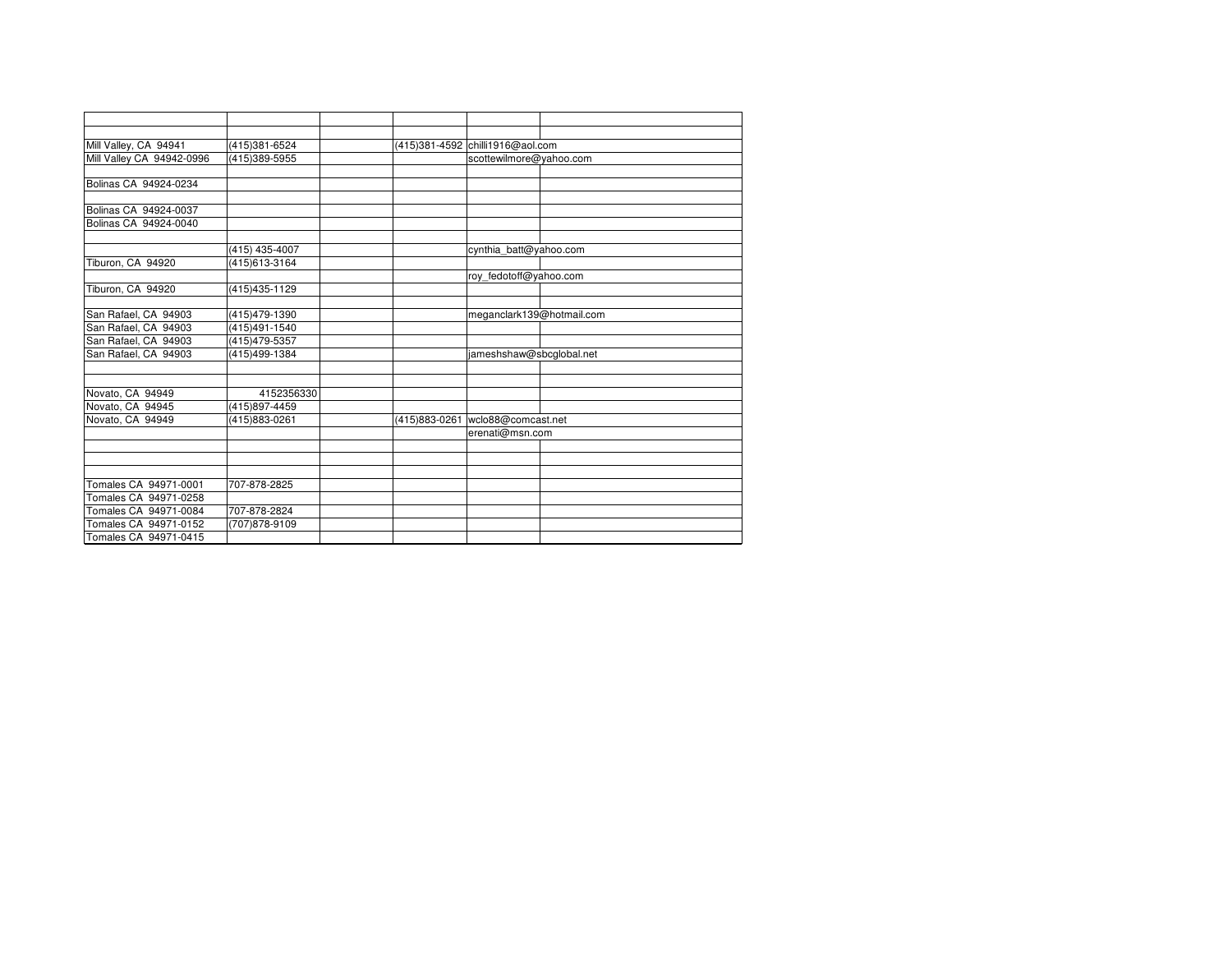| | | | | | |
|---|---|---|---|---|---|
| | | | | | |
| | | | | | |
| Mill Valley, CA 94941 | (415)381-6524 | | (415)381-4592 | chilli1916@aol.com | |
| Mill Valley CA 94942-0996 | (415)389-5955 | | | scottewilmore@yahoo.com | |
| | | | | | |
| Bolinas CA 94924-0234 | | | | | |
| | | | | | |
| Bolinas CA 94924-0037 | | | | | |
| Bolinas CA 94924-0040 | | | | | |
| | | | | | |
| | (415) 435-4007 | | | cynthia_batt@yahoo.com | |
| Tiburon, CA 94920 | (415)613-3164 | | | | |
| | | | | roy_fedotoff@yahoo.com | |
| Tiburon, CA 94920 | (415)435-1129 | | | | |
| | | | | | |
| San Rafael, CA 94903 | (415)479-1390 | | | meganclark139@hotmail.com | |
| San Rafael, CA 94903 | (415)491-1540 | | | | |
| San Rafael, CA 94903 | (415)479-5357 | | | | |
| San Rafael, CA 94903 | (415)499-1384 | | | jameshshaw@sbcglobal.net | |
| | | | | | |
| | | | | | |
| Novato, CA 94949 | 4152356330 | | | | |
| Novato, CA 94945 | (415)897-4459 | | | | |
| Novato, CA 94949 | (415)883-0261 | | (415)883-0261 | wclo88@comcast.net | |
| | | | | erenati@msn.com | |
| | | | | | |
| | | | | | |
| | | | | | |
| Tomales CA 94971-0001 | 707-878-2825 | | | | |
| Tomales CA 94971-0258 | | | | | |
| Tomales CA 94971-0084 | 707-878-2824 | | | | |
| Tomales CA 94971-0152 | (707)878-9109 | | | | |
| Tomales CA 94971-0415 | | | | | |